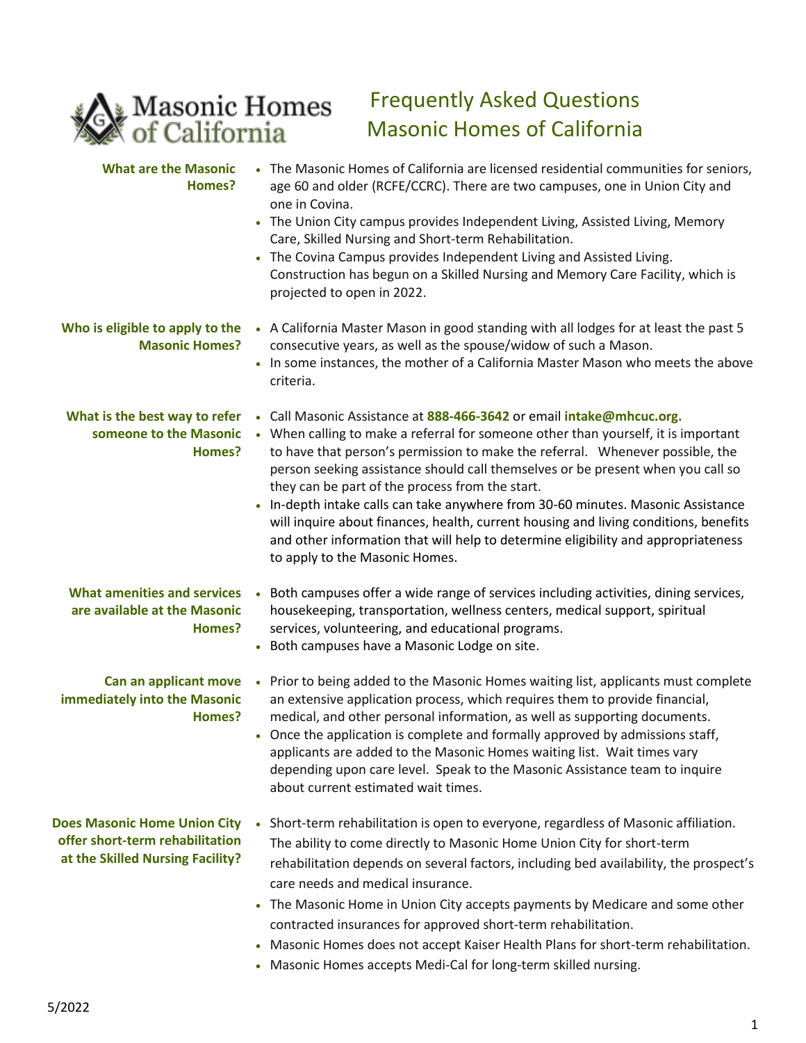Masonic Homes of California

# Frequently Asked Questions Masonic Homes of California

**What are the Masonic Homes?**

- The Masonic Homes of California are licensed residential communities for seniors, age 60 and older (RCFE/CCRC). There are two campuses, one in Union City and one in Covina.
- The Union City campus provides Independent Living, Assisted Living, Memory Care, Skilled Nursing and Short-term Rehabilitation.
- The Covina Campus provides Independent Living and Assisted Living. Construction has begun on a Skilled Nursing and Memory Care Facility, which is projected to open in 2022.

**Who is eligible to apply to the Masonic Homes?**

- A California Master Mason in good standing with all lodges for at least the past 5 consecutive years, as well as the spouse/widow of such a Mason.
- In some instances, the mother of a California Master Mason who meets the above criteria.

**What is the best way to refer someone to the Masonic Homes?**

- Call Masonic Assistance at **888-466-3642** or email **intake@mhcuc.org.**
- When calling to make a referral for someone other than yourself, it is important to have that person's permission to make the referral. Whenever possible, the person seeking assistance should call themselves or be present when you call so they can be part of the process from the start.
- In-depth intake calls can take anywhere from 30-60 minutes. Masonic Assistance will inquire about finances, health, current housing and living conditions, benefits and other information that will help to determine eligibility and appropriateness to apply to the Masonic Homes.

**What amenities and services are available at the Masonic Homes?**

- Both campuses offer a wide range of services including activities, dining services, housekeeping, transportation, wellness centers, medical support, spiritual services, volunteering, and educational programs.
- Both campuses have a Masonic Lodge on site.

**Can an applicant move immediately into the Masonic Homes?**

- Prior to being added to the Masonic Homes waiting list, applicants must complete an extensive application process, which requires them to provide financial, medical, and other personal information, as well as supporting documents.
- Once the application is complete and formally approved by admissions staff, applicants are added to the Masonic Homes waiting list. Wait times vary depending upon care level. Speak to the Masonic Assistance team to inquire about current estimated wait times.

**Does Masonic Home Union City offer short-term rehabilitation at the Skilled Nursing Facility?**

- Short-term rehabilitation is open to everyone, regardless of Masonic affiliation. The ability to come directly to Masonic Home Union City for short-term rehabilitation depends on several factors, including bed availability, the prospect's care needs and medical insurance.
- The Masonic Home in Union City accepts payments by Medicare and some other contracted insurances for approved short-term rehabilitation.
- Masonic Homes does not accept Kaiser Health Plans for short-term rehabilitation.
- Masonic Homes accepts Medi-Cal for long-term skilled nursing.

5/2022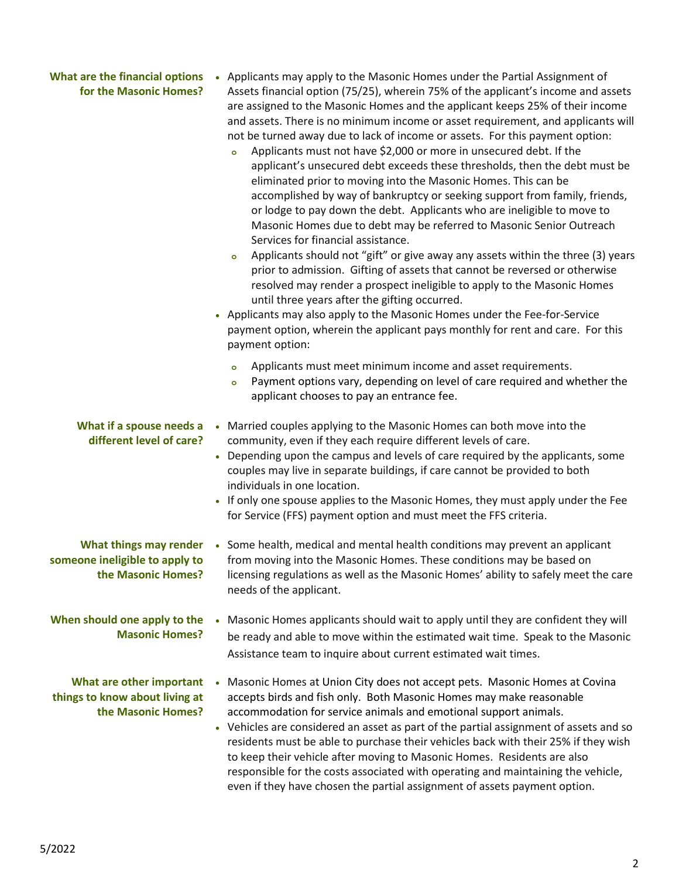### What are the financial options for the Masonic Homes?

- Applicants may apply to the Masonic Homes under the Partial Assignment of Assets financial option (75/25), wherein 75% of the applicant's income and assets are assigned to the Masonic Homes and the applicant keeps 25% of their income and assets. There is no minimum income or asset requirement, and applicants will not be turned away due to lack of income or assets. For this payment option:
  - Applicants must not have $2,000 or more in unsecured debt. If the applicant's unsecured debt exceeds these thresholds, then the debt must be eliminated prior to moving into the Masonic Homes. This can be accomplished by way of bankruptcy or seeking support from family, friends, or lodge to pay down the debt. Applicants who are ineligible to move to Masonic Homes due to debt may be referred to Masonic Senior Outreach Services for financial assistance.
  - Applicants should not "gift" or give away any assets within the three (3) years prior to admission. Gifting of assets that cannot be reversed or otherwise resolved may render a prospect ineligible to apply to the Masonic Homes until three years after the gifting occurred.
- Applicants may also apply to the Masonic Homes under the Fee-for-Service payment option, wherein the applicant pays monthly for rent and care. For this payment option:
  - Applicants must meet minimum income and asset requirements.
  - Payment options vary, depending on level of care required and whether the applicant chooses to pay an entrance fee.

### What if a spouse needs a different level of care?

- Married couples applying to the Masonic Homes can both move into the community, even if they each require different levels of care.
- Depending upon the campus and levels of care required by the applicants, some couples may live in separate buildings, if care cannot be provided to both individuals in one location.
- If only one spouse applies to the Masonic Homes, they must apply under the Fee for Service (FFS) payment option and must meet the FFS criteria.

### What things may render someone ineligible to apply to the Masonic Homes?

- Some health, medical and mental health conditions may prevent an applicant from moving into the Masonic Homes. These conditions may be based on licensing regulations as well as the Masonic Homes' ability to safely meet the care needs of the applicant.

### When should one apply to the Masonic Homes?

- Masonic Homes applicants should wait to apply until they are confident they will be ready and able to move within the estimated wait time. Speak to the Masonic Assistance team to inquire about current estimated wait times.

### What are other important things to know about living at the Masonic Homes?

- Masonic Homes at Union City does not accept pets. Masonic Homes at Covina accepts birds and fish only. Both Masonic Homes may make reasonable accommodation for service animals and emotional support animals.
- Vehicles are considered an asset as part of the partial assignment of assets and so residents must be able to purchase their vehicles back with their 25% if they wish to keep their vehicle after moving to Masonic Homes. Residents are also responsible for the costs associated with operating and maintaining the vehicle, even if they have chosen the partial assignment of assets payment option.

5/2022